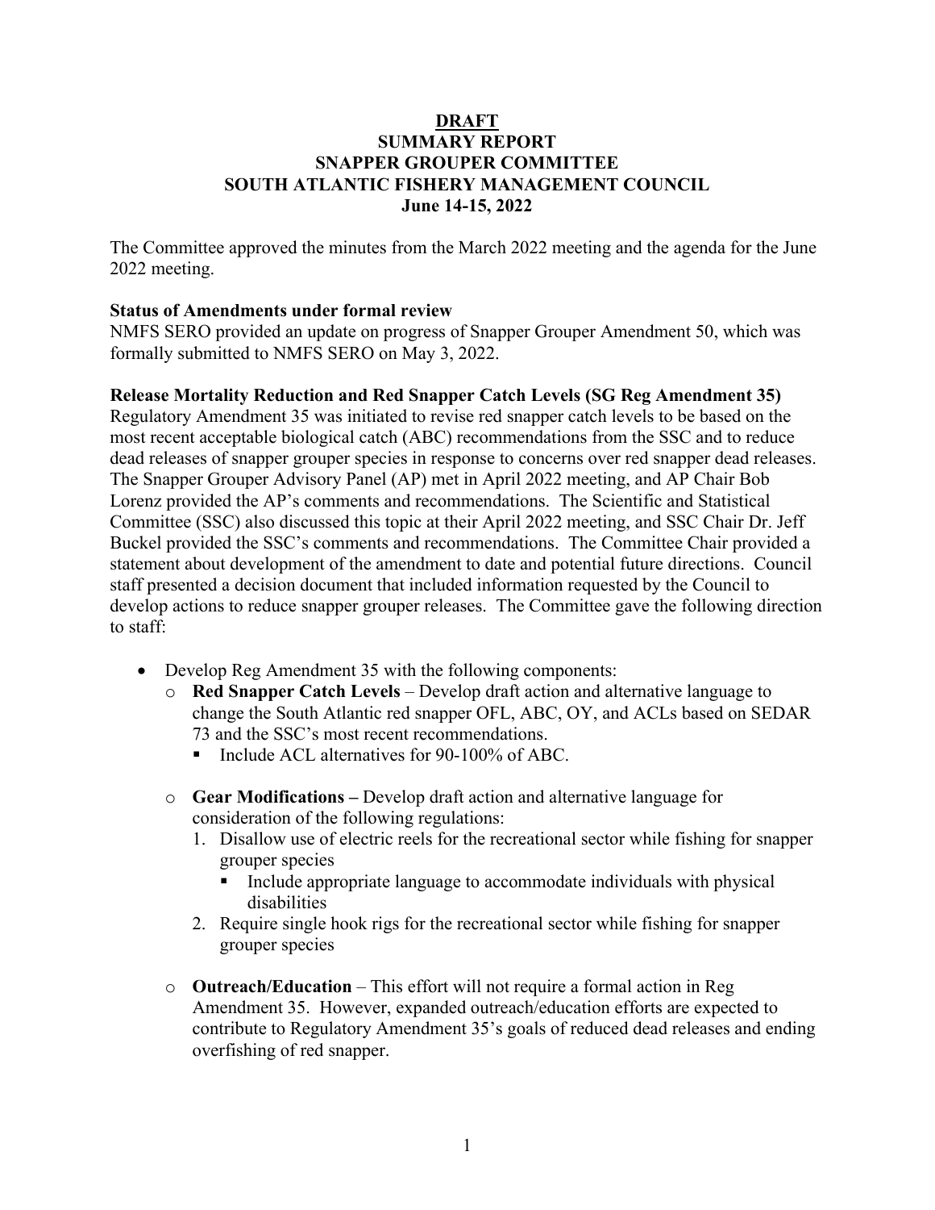# DRAFT
# SUMMARY REPORT
# SNAPPER GROUPER COMMITTEE
# SOUTH ATLANTIC FISHERY MANAGEMENT COUNCIL
# June 14-15, 2022

The Committee approved the minutes from the March 2022 meeting and the agenda for the June 2022 meeting.

**Status of Amendments under formal review**

NMFS SERO provided an update on progress of Snapper Grouper Amendment 50, which was formally submitted to NMFS SERO on May 3, 2022.

**Release Mortality Reduction and Red Snapper Catch Levels (SG Reg Amendment 35)**

Regulatory Amendment 35 was initiated to revise red snapper catch levels to be based on the most recent acceptable biological catch (ABC) recommendations from the SSC and to reduce dead releases of snapper grouper species in response to concerns over red snapper dead releases. The Snapper Grouper Advisory Panel (AP) met in April 2022 meeting, and AP Chair Bob Lorenz provided the AP's comments and recommendations. The Scientific and Statistical Committee (SSC) also discussed this topic at their April 2022 meeting, and SSC Chair Dr. Jeff Buckel provided the SSC's comments and recommendations. The Committee Chair provided a statement about development of the amendment to date and potential future directions. Council staff presented a decision document that included information requested by the Council to develop actions to reduce snapper grouper releases. The Committee gave the following direction to staff:

- Develop Reg Amendment 35 with the following components:
  - **Red Snapper Catch Levels** – Develop draft action and alternative language to change the South Atlantic red snapper OFL, ABC, OY, and ACLs based on SEDAR 73 and the SSC's most recent recommendations.
    - Include ACL alternatives for 90-100% of ABC.
  - **Gear Modifications –** Develop draft action and alternative language for consideration of the following regulations:
    1. Disallow use of electric reels for the recreational sector while fishing for snapper grouper species
       - Include appropriate language to accommodate individuals with physical disabilities
    2. Require single hook rigs for the recreational sector while fishing for snapper grouper species
  - **Outreach/Education** – This effort will not require a formal action in Reg Amendment 35. However, expanded outreach/education efforts are expected to contribute to Regulatory Amendment 35's goals of reduced dead releases and ending overfishing of red snapper.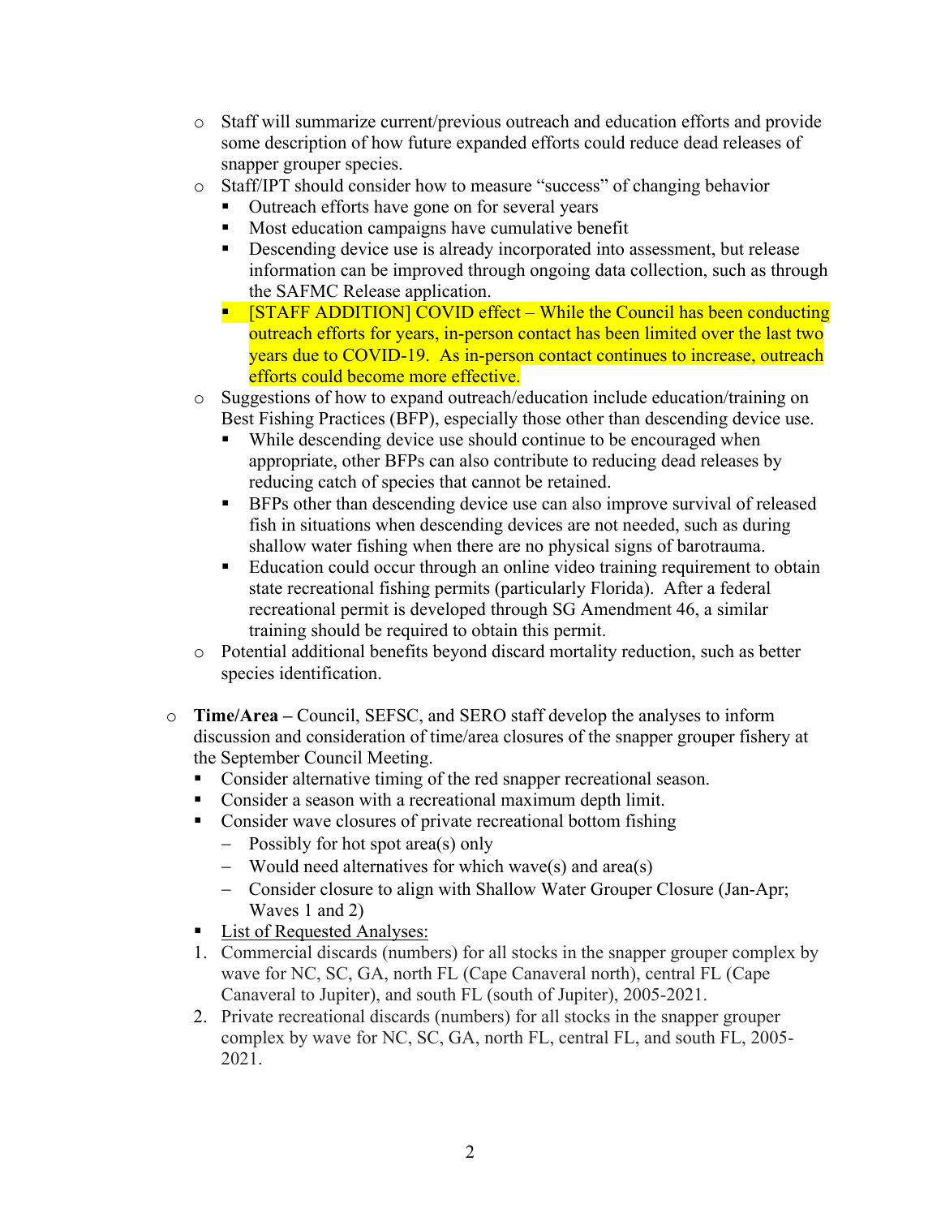- Staff will summarize current/previous outreach and education efforts and provide some description of how future expanded efforts could reduce dead releases of snapper grouper species.
- Staff/IPT should consider how to measure "success" of changing behavior
  - Outreach efforts have gone on for several years
  - Most education campaigns have cumulative benefit
  - Descending device use is already incorporated into assessment, but release information can be improved through ongoing data collection, such as through the SAFMC Release application.
  - [STAFF ADDITION] COVID effect – While the Council has been conducting outreach efforts for years, in-person contact has been limited over the last two years due to COVID-19. As in-person contact continues to increase, outreach efforts could become more effective.
- Suggestions of how to expand outreach/education include education/training on Best Fishing Practices (BFP), especially those other than descending device use.
  - While descending device use should continue to be encouraged when appropriate, other BFPs can also contribute to reducing dead releases by reducing catch of species that cannot be retained.
  - BFPs other than descending device use can also improve survival of released fish in situations when descending devices are not needed, such as during shallow water fishing when there are no physical signs of barotrauma.
  - Education could occur through an online video training requirement to obtain state recreational fishing permits (particularly Florida). After a federal recreational permit is developed through SG Amendment 46, a similar training should be required to obtain this permit.
- Potential additional benefits beyond discard mortality reduction, such as better species identification.

- **Time/Area –** Council, SEFSC, and SERO staff develop the analyses to inform discussion and consideration of time/area closures of the snapper grouper fishery at the September Council Meeting.
  - Consider alternative timing of the red snapper recreational season.
  - Consider a season with a recreational maximum depth limit.
  - Consider wave closures of private recreational bottom fishing
    - Possibly for hot spot area(s) only
    - Would need alternatives for which wave(s) and area(s)
    - Consider closure to align with Shallow Water Grouper Closure (Jan-Apr; Waves 1 and 2)
  - <u>List of Requested Analyses:</u>

  1. Commercial discards (numbers) for all stocks in the snapper grouper complex by wave for NC, SC, GA, north FL (Cape Canaveral north), central FL (Cape Canaveral to Jupiter), and south FL (south of Jupiter), 2005-2021.
  2. Private recreational discards (numbers) for all stocks in the snapper grouper complex by wave for NC, SC, GA, north FL, central FL, and south FL, 2005-2021.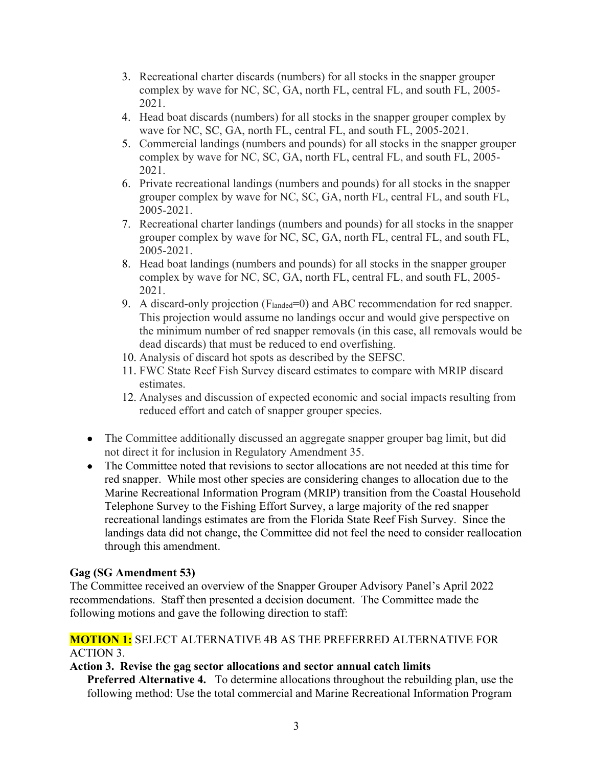3. Recreational charter discards (numbers) for all stocks in the snapper grouper complex by wave for NC, SC, GA, north FL, central FL, and south FL, 2005-2021.
4. Head boat discards (numbers) for all stocks in the snapper grouper complex by wave for NC, SC, GA, north FL, central FL, and south FL, 2005-2021.
5. Commercial landings (numbers and pounds) for all stocks in the snapper grouper complex by wave for NC, SC, GA, north FL, central FL, and south FL, 2005-2021.
6. Private recreational landings (numbers and pounds) for all stocks in the snapper grouper complex by wave for NC, SC, GA, north FL, central FL, and south FL, 2005-2021.
7. Recreational charter landings (numbers and pounds) for all stocks in the snapper grouper complex by wave for NC, SC, GA, north FL, central FL, and south FL, 2005-2021.
8. Head boat landings (numbers and pounds) for all stocks in the snapper grouper complex by wave for NC, SC, GA, north FL, central FL, and south FL, 2005-2021.
9. A discard-only projection ($F_{landed}$=0) and ABC recommendation for red snapper. This projection would assume no landings occur and would give perspective on the minimum number of red snapper removals (in this case, all removals would be dead discards) that must be reduced to end overfishing.
10. Analysis of discard hot spots as described by the SEFSC.
11. FWC State Reef Fish Survey discard estimates to compare with MRIP discard estimates.
12. Analyses and discussion of expected economic and social impacts resulting from reduced effort and catch of snapper grouper species.

- The Committee additionally discussed an aggregate snapper grouper bag limit, but did not direct it for inclusion in Regulatory Amendment 35.
- The Committee noted that revisions to sector allocations are not needed at this time for red snapper. While most other species are considering changes to allocation due to the Marine Recreational Information Program (MRIP) transition from the Coastal Household Telephone Survey to the Fishing Effort Survey, a large majority of the red snapper recreational landings estimates are from the Florida State Reef Fish Survey. Since the landings data did not change, the Committee did not feel the need to consider reallocation through this amendment.

**Gag (SG Amendment 53)**

The Committee received an overview of the Snapper Grouper Advisory Panel's April 2022 recommendations. Staff then presented a decision document. The Committee made the following motions and gave the following direction to staff:

**MOTION 1:** SELECT ALTERNATIVE 4B AS THE PREFERRED ALTERNATIVE FOR ACTION 3.

**Action 3. Revise the gag sector allocations and sector annual catch limits**

**Preferred Alternative 4.** To determine allocations throughout the rebuilding plan, use the following method: Use the total commercial and Marine Recreational Information Program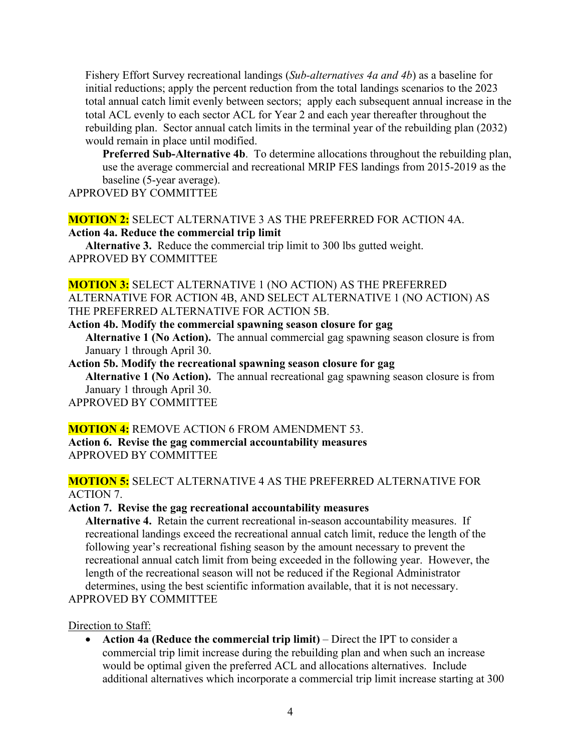Fishery Effort Survey recreational landings (*Sub-alternatives 4a and 4b*) as a baseline for initial reductions; apply the percent reduction from the total landings scenarios to the 2023 total annual catch limit evenly between sectors; apply each subsequent annual increase in the total ACL evenly to each sector ACL for Year 2 and each year thereafter throughout the rebuilding plan. Sector annual catch limits in the terminal year of the rebuilding plan (2032) would remain in place until modified.

**Preferred Sub-Alternative 4b**. To determine allocations throughout the rebuilding plan, use the average commercial and recreational MRIP FES landings from 2015-2019 as the baseline (5-year average).

APPROVED BY COMMITTEE

**MOTION 2:** SELECT ALTERNATIVE 3 AS THE PREFERRED FOR ACTION 4A.

**Action 4a. Reduce the commercial trip limit**

**Alternative 3.** Reduce the commercial trip limit to 300 lbs gutted weight.

APPROVED BY COMMITTEE

**MOTION 3:** SELECT ALTERNATIVE 1 (NO ACTION) AS THE PREFERRED ALTERNATIVE FOR ACTION 4B, AND SELECT ALTERNATIVE 1 (NO ACTION) AS THE PREFERRED ALTERNATIVE FOR ACTION 5B.

**Action 4b. Modify the commercial spawning season closure for gag**

**Alternative 1 (No Action).** The annual commercial gag spawning season closure is from January 1 through April 30.

**Action 5b. Modify the recreational spawning season closure for gag**

**Alternative 1 (No Action).** The annual recreational gag spawning season closure is from January 1 through April 30.

APPROVED BY COMMITTEE

**MOTION 4:** REMOVE ACTION 6 FROM AMENDMENT 53.

**Action 6. Revise the gag commercial accountability measures**

APPROVED BY COMMITTEE

**MOTION 5:** SELECT ALTERNATIVE 4 AS THE PREFERRED ALTERNATIVE FOR ACTION 7.

**Action 7. Revise the gag recreational accountability measures**

**Alternative 4.** Retain the current recreational in-season accountability measures. If recreational landings exceed the recreational annual catch limit, reduce the length of the following year's recreational fishing season by the amount necessary to prevent the recreational annual catch limit from being exceeded in the following year. However, the length of the recreational season will not be reduced if the Regional Administrator determines, using the best scientific information available, that it is not necessary.

APPROVED BY COMMITTEE

Direction to Staff:

- **Action 4a (Reduce the commercial trip limit)** – Direct the IPT to consider a commercial trip limit increase during the rebuilding plan and when such an increase would be optimal given the preferred ACL and allocations alternatives. Include additional alternatives which incorporate a commercial trip limit increase starting at 300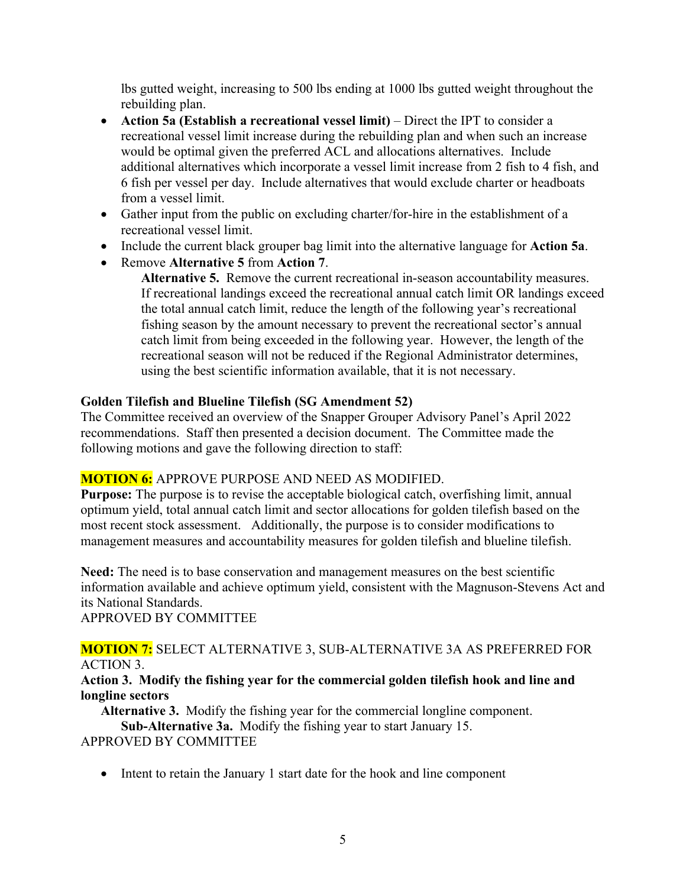lbs gutted weight, increasing to 500 lbs ending at 1000 lbs gutted weight throughout the rebuilding plan.

- **Action 5a (Establish a recreational vessel limit)** – Direct the IPT to consider a recreational vessel limit increase during the rebuilding plan and when such an increase would be optimal given the preferred ACL and allocations alternatives. Include additional alternatives which incorporate a vessel limit increase from 2 fish to 4 fish, and 6 fish per vessel per day. Include alternatives that would exclude charter or headboats from a vessel limit.
- Gather input from the public on excluding charter/for-hire in the establishment of a recreational vessel limit.
- Include the current black grouper bag limit into the alternative language for **Action 5a**.
- Remove **Alternative 5** from **Action 7**.

  **Alternative 5.** Remove the current recreational in-season accountability measures. If recreational landings exceed the recreational annual catch limit OR landings exceed the total annual catch limit, reduce the length of the following year's recreational fishing season by the amount necessary to prevent the recreational sector's annual catch limit from being exceeded in the following year. However, the length of the recreational season will not be reduced if the Regional Administrator determines, using the best scientific information available, that it is not necessary.

**Golden Tilefish and Blueline Tilefish (SG Amendment 52)**

The Committee received an overview of the Snapper Grouper Advisory Panel's April 2022 recommendations. Staff then presented a decision document. The Committee made the following motions and gave the following direction to staff:

**MOTION 6:** APPROVE PURPOSE AND NEED AS MODIFIED.

**Purpose:** The purpose is to revise the acceptable biological catch, overfishing limit, annual optimum yield, total annual catch limit and sector allocations for golden tilefish based on the most recent stock assessment. Additionally, the purpose is to consider modifications to management measures and accountability measures for golden tilefish and blueline tilefish.

**Need:** The need is to base conservation and management measures on the best scientific information available and achieve optimum yield, consistent with the Magnuson-Stevens Act and its National Standards.

APPROVED BY COMMITTEE

**MOTION 7:** SELECT ALTERNATIVE 3, SUB-ALTERNATIVE 3A AS PREFERRED FOR ACTION 3.

**Action 3. Modify the fishing year for the commercial golden tilefish hook and line and longline sectors**

**Alternative 3.** Modify the fishing year for the commercial longline component.

**Sub-Alternative 3a.** Modify the fishing year to start January 15.

APPROVED BY COMMITTEE

- Intent to retain the January 1 start date for the hook and line component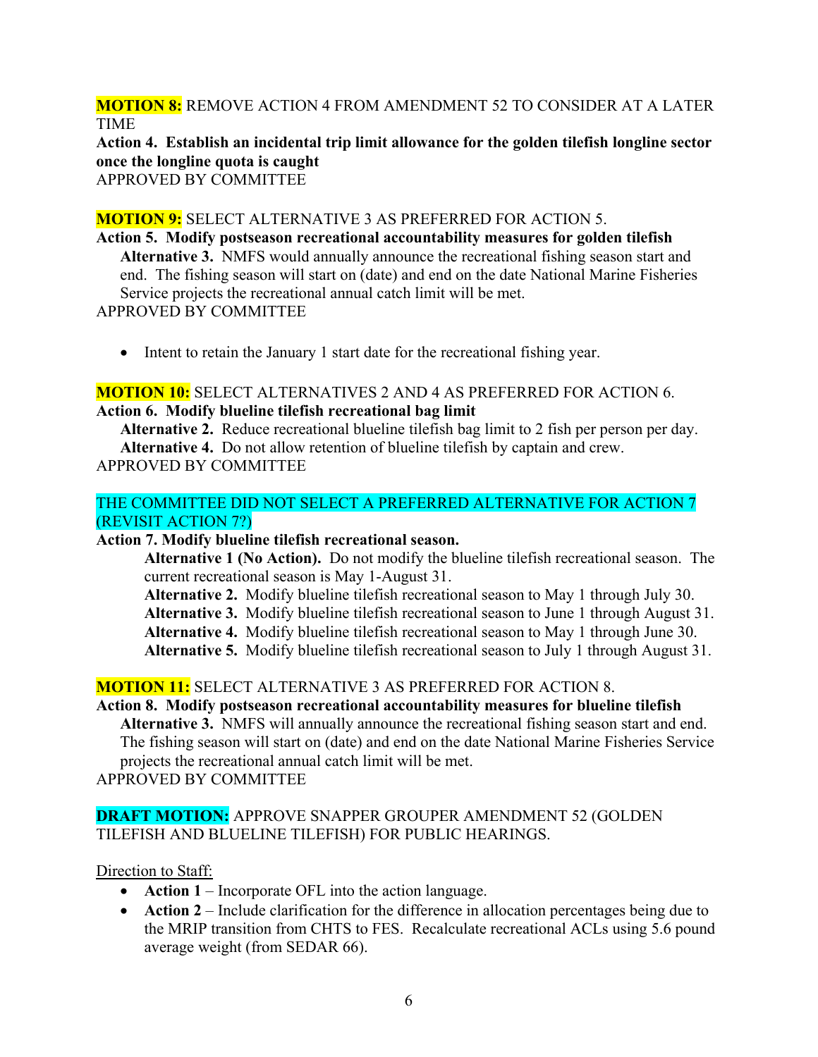**MOTION 8:** REMOVE ACTION 4 FROM AMENDMENT 52 TO CONSIDER AT A LATER TIME

**Action 4. Establish an incidental trip limit allowance for the golden tilefish longline sector once the longline quota is caught**

APPROVED BY COMMITTEE

**MOTION 9:** SELECT ALTERNATIVE 3 AS PREFERRED FOR ACTION 5.

**Action 5. Modify postseason recreational accountability measures for golden tilefish**

**Alternative 3.** NMFS would annually announce the recreational fishing season start and end. The fishing season will start on (date) and end on the date National Marine Fisheries Service projects the recreational annual catch limit will be met.

APPROVED BY COMMITTEE

- Intent to retain the January 1 start date for the recreational fishing year.

**MOTION 10:** SELECT ALTERNATIVES 2 AND 4 AS PREFERRED FOR ACTION 6.

**Action 6. Modify blueline tilefish recreational bag limit**

**Alternative 2.** Reduce recreational blueline tilefish bag limit to 2 fish per person per day.
**Alternative 4.** Do not allow retention of blueline tilefish by captain and crew.

APPROVED BY COMMITTEE

THE COMMITTEE DID NOT SELECT A PREFERRED ALTERNATIVE FOR ACTION 7 (REVISIT ACTION 7?)

**Action 7. Modify blueline tilefish recreational season.**

**Alternative 1 (No Action).** Do not modify the blueline tilefish recreational season. The current recreational season is May 1-August 31.
**Alternative 2.** Modify blueline tilefish recreational season to May 1 through July 30.
**Alternative 3.** Modify blueline tilefish recreational season to June 1 through August 31.
**Alternative 4.** Modify blueline tilefish recreational season to May 1 through June 30.
**Alternative 5.** Modify blueline tilefish recreational season to July 1 through August 31.

**MOTION 11:** SELECT ALTERNATIVE 3 AS PREFERRED FOR ACTION 8.

**Action 8. Modify postseason recreational accountability measures for blueline tilefish**

**Alternative 3.** NMFS will annually announce the recreational fishing season start and end. The fishing season will start on (date) and end on the date National Marine Fisheries Service projects the recreational annual catch limit will be met.

APPROVED BY COMMITTEE

**DRAFT MOTION:** APPROVE SNAPPER GROUPER AMENDMENT 52 (GOLDEN TILEFISH AND BLUELINE TILEFISH) FOR PUBLIC HEARINGS.

Direction to Staff:

- **Action 1** – Incorporate OFL into the action language.
- **Action 2** – Include clarification for the difference in allocation percentages being due to the MRIP transition from CHTS to FES. Recalculate recreational ACLs using 5.6 pound average weight (from SEDAR 66).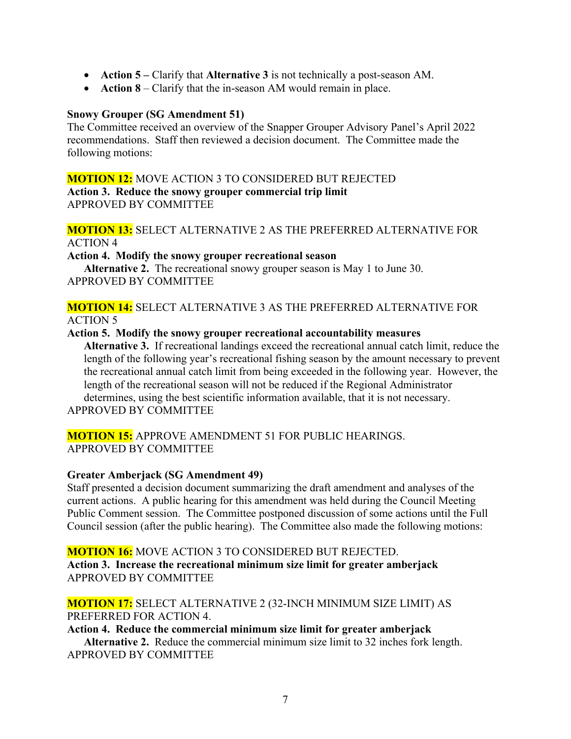- **Action 5 –** Clarify that **Alternative 3** is not technically a post-season AM.
- **Action 8** – Clarify that the in-season AM would remain in place.

**Snowy Grouper (SG Amendment 51)**

The Committee received an overview of the Snapper Grouper Advisory Panel's April 2022 recommendations. Staff then reviewed a decision document. The Committee made the following motions:

**MOTION 12:** MOVE ACTION 3 TO CONSIDERED BUT REJECTED
**Action 3. Reduce the snowy grouper commercial trip limit**
APPROVED BY COMMITTEE

**MOTION 13:** SELECT ALTERNATIVE 2 AS THE PREFERRED ALTERNATIVE FOR ACTION 4
**Action 4. Modify the snowy grouper recreational season**
**Alternative 2.** The recreational snowy grouper season is May 1 to June 30.
APPROVED BY COMMITTEE

**MOTION 14:** SELECT ALTERNATIVE 3 AS THE PREFERRED ALTERNATIVE FOR ACTION 5
**Action 5. Modify the snowy grouper recreational accountability measures**
**Alternative 3.** If recreational landings exceed the recreational annual catch limit, reduce the length of the following year's recreational fishing season by the amount necessary to prevent the recreational annual catch limit from being exceeded in the following year. However, the length of the recreational season will not be reduced if the Regional Administrator determines, using the best scientific information available, that it is not necessary.
APPROVED BY COMMITTEE

**MOTION 15:** APPROVE AMENDMENT 51 FOR PUBLIC HEARINGS.
APPROVED BY COMMITTEE

**Greater Amberjack (SG Amendment 49)**

Staff presented a decision document summarizing the draft amendment and analyses of the current actions. A public hearing for this amendment was held during the Council Meeting Public Comment session. The Committee postponed discussion of some actions until the Full Council session (after the public hearing). The Committee also made the following motions:

**MOTION 16:** MOVE ACTION 3 TO CONSIDERED BUT REJECTED.
**Action 3. Increase the recreational minimum size limit for greater amberjack**
APPROVED BY COMMITTEE

**MOTION 17:** SELECT ALTERNATIVE 2 (32-INCH MINIMUM SIZE LIMIT) AS PREFERRED FOR ACTION 4.
**Action 4. Reduce the commercial minimum size limit for greater amberjack**
**Alternative 2.** Reduce the commercial minimum size limit to 32 inches fork length.
APPROVED BY COMMITTEE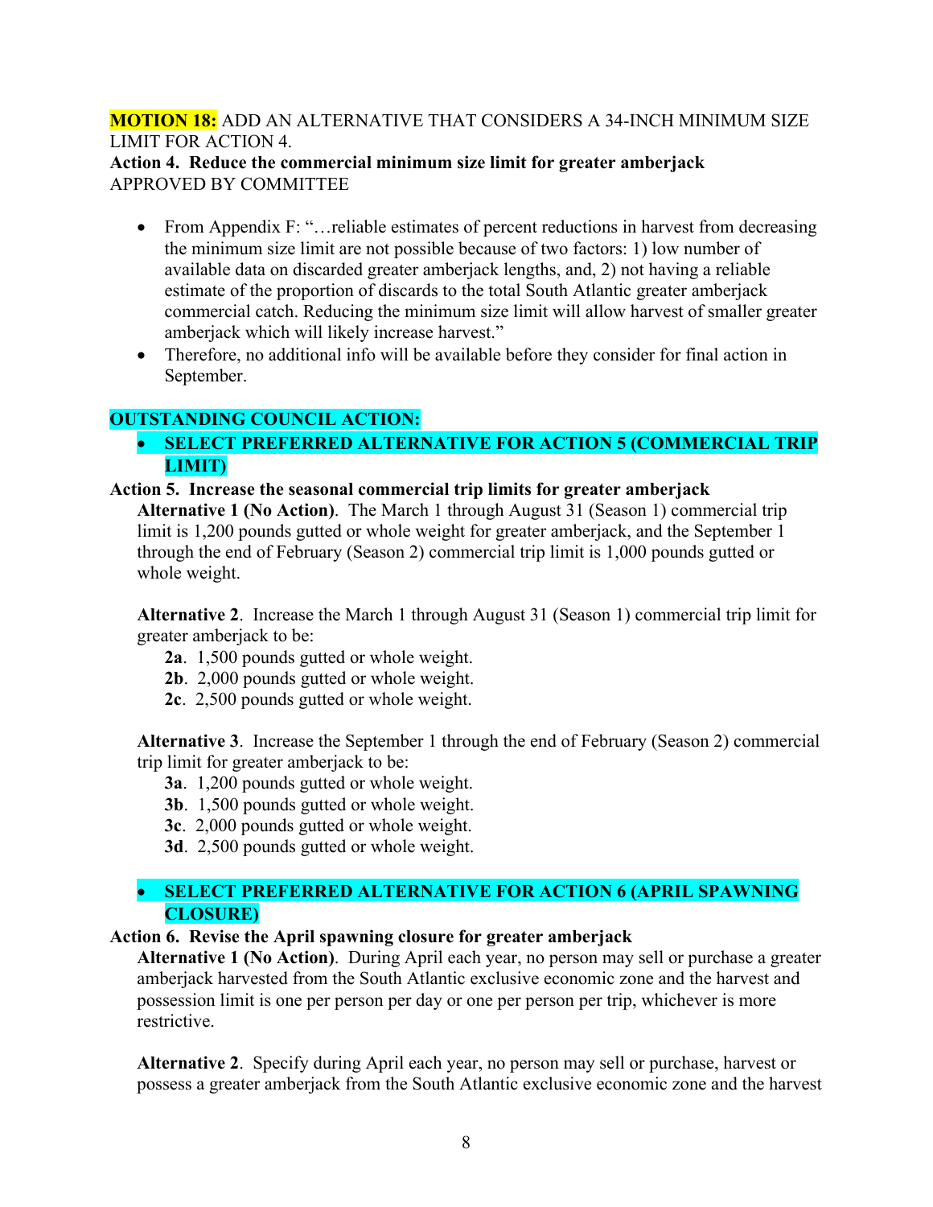**MOTION 18:** ADD AN ALTERNATIVE THAT CONSIDERS A 34-INCH MINIMUM SIZE LIMIT FOR ACTION 4.
**Action 4. Reduce the commercial minimum size limit for greater amberjack**
APPROVED BY COMMITTEE

- From Appendix F: "…reliable estimates of percent reductions in harvest from decreasing the minimum size limit are not possible because of two factors: 1) low number of available data on discarded greater amberjack lengths, and, 2) not having a reliable estimate of the proportion of discards to the total South Atlantic greater amberjack commercial catch. Reducing the minimum size limit will allow harvest of smaller greater amberjack which will likely increase harvest."
- Therefore, no additional info will be available before they consider for final action in September.

**OUTSTANDING COUNCIL ACTION:**

- **SELECT PREFERRED ALTERNATIVE FOR ACTION 5 (COMMERCIAL TRIP LIMIT)**

**Action 5. Increase the seasonal commercial trip limits for greater amberjack**

**Alternative 1 (No Action)**. The March 1 through August 31 (Season 1) commercial trip limit is 1,200 pounds gutted or whole weight for greater amberjack, and the September 1 through the end of February (Season 2) commercial trip limit is 1,000 pounds gutted or whole weight.

**Alternative 2**. Increase the March 1 through August 31 (Season 1) commercial trip limit for greater amberjack to be:

- **2a**. 1,500 pounds gutted or whole weight.
- **2b**. 2,000 pounds gutted or whole weight.
- **2c**. 2,500 pounds gutted or whole weight.

**Alternative 3**. Increase the September 1 through the end of February (Season 2) commercial trip limit for greater amberjack to be:

- **3a**. 1,200 pounds gutted or whole weight.
- **3b**. 1,500 pounds gutted or whole weight.
- **3c**. 2,000 pounds gutted or whole weight.
- **3d**. 2,500 pounds gutted or whole weight.

- **SELECT PREFERRED ALTERNATIVE FOR ACTION 6 (APRIL SPAWNING CLOSURE)**

**Action 6. Revise the April spawning closure for greater amberjack**

**Alternative 1 (No Action)**. During April each year, no person may sell or purchase a greater amberjack harvested from the South Atlantic exclusive economic zone and the harvest and possession limit is one per person per day or one per person per trip, whichever is more restrictive.

**Alternative 2**. Specify during April each year, no person may sell or purchase, harvest or possess a greater amberjack from the South Atlantic exclusive economic zone and the harvest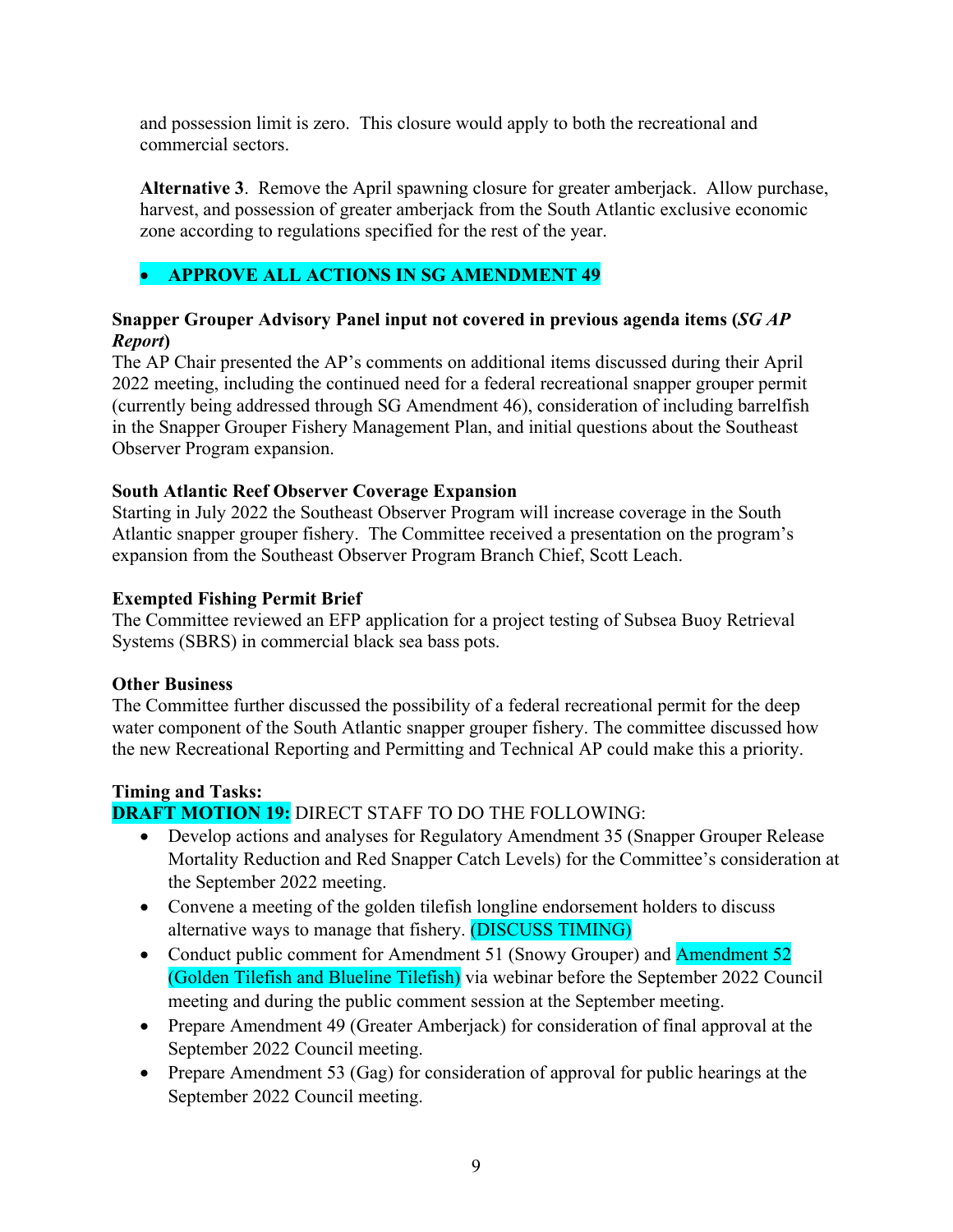and possession limit is zero. This closure would apply to both the recreational and commercial sectors.

**Alternative 3**. Remove the April spawning closure for greater amberjack. Allow purchase, harvest, and possession of greater amberjack from the South Atlantic exclusive economic zone according to regulations specified for the rest of the year.

- **APPROVE ALL ACTIONS IN SG AMENDMENT 49**

**Snapper Grouper Advisory Panel input not covered in previous agenda items (*SG AP Report*)**
The AP Chair presented the AP's comments on additional items discussed during their April 2022 meeting, including the continued need for a federal recreational snapper grouper permit (currently being addressed through SG Amendment 46), consideration of including barrelfish in the Snapper Grouper Fishery Management Plan, and initial questions about the Southeast Observer Program expansion.

**South Atlantic Reef Observer Coverage Expansion**
Starting in July 2022 the Southeast Observer Program will increase coverage in the South Atlantic snapper grouper fishery. The Committee received a presentation on the program's expansion from the Southeast Observer Program Branch Chief, Scott Leach.

**Exempted Fishing Permit Brief**
The Committee reviewed an EFP application for a project testing of Subsea Buoy Retrieval Systems (SBRS) in commercial black sea bass pots.

**Other Business**
The Committee further discussed the possibility of a federal recreational permit for the deep water component of the South Atlantic snapper grouper fishery. The committee discussed how the new Recreational Reporting and Permitting and Technical AP could make this a priority.

**Timing and Tasks:**
**DRAFT MOTION 19:** DIRECT STAFF TO DO THE FOLLOWING:

- Develop actions and analyses for Regulatory Amendment 35 (Snapper Grouper Release Mortality Reduction and Red Snapper Catch Levels) for the Committee's consideration at the September 2022 meeting.
- Convene a meeting of the golden tilefish longline endorsement holders to discuss alternative ways to manage that fishery. (DISCUSS TIMING)
- Conduct public comment for Amendment 51 (Snowy Grouper) and Amendment 52 (Golden Tilefish and Blueline Tilefish) via webinar before the September 2022 Council meeting and during the public comment session at the September meeting.
- Prepare Amendment 49 (Greater Amberjack) for consideration of final approval at the September 2022 Council meeting.
- Prepare Amendment 53 (Gag) for consideration of approval for public hearings at the September 2022 Council meeting.